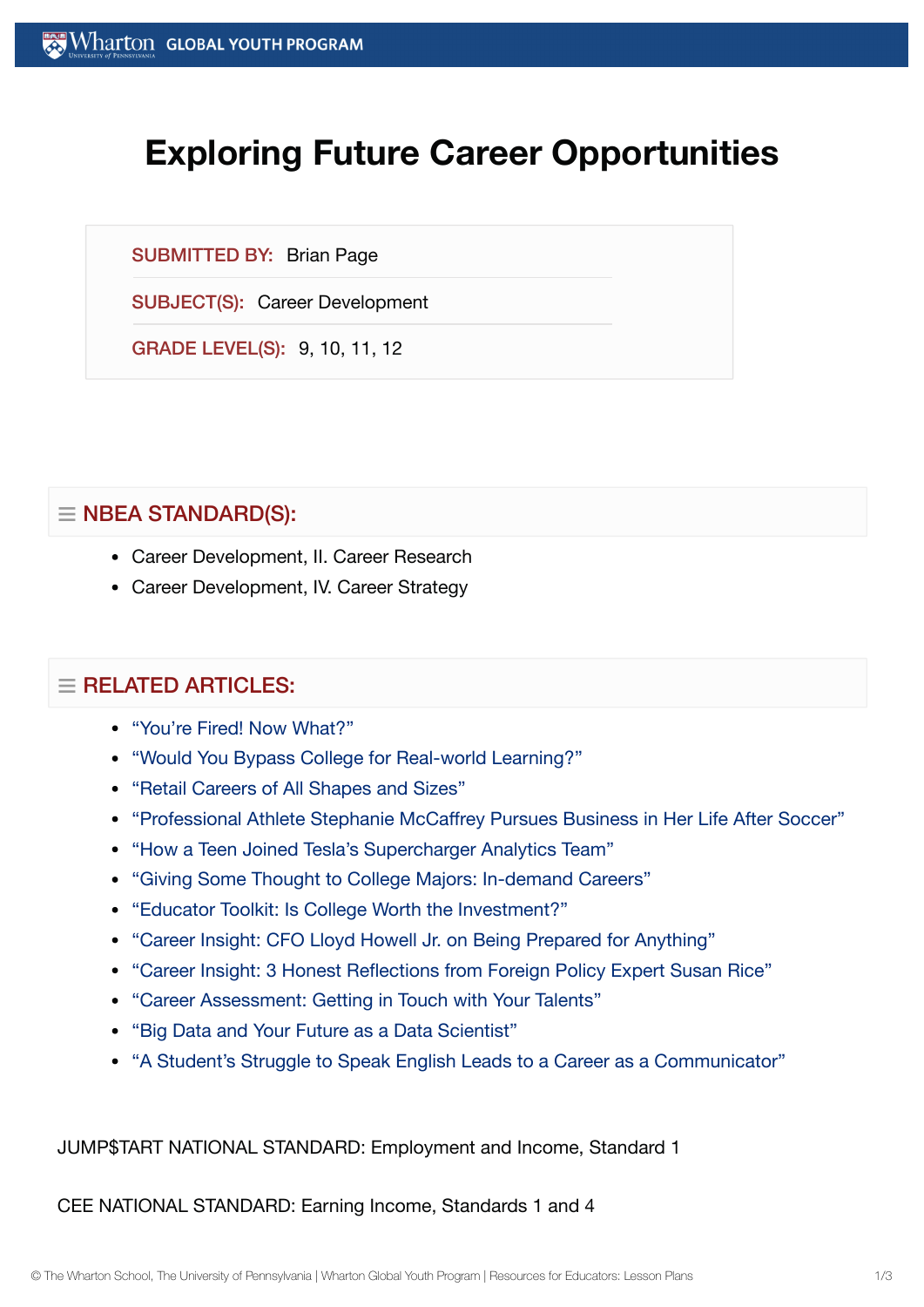# Exploring Future Career Opportunities

**SUBMITTED BY:** Brian Page

**SUBJECT(S):** Career Development

**GRADE LEVEL(S):** 9, 10, 11, 12

## ☰ NBEA STANDARD(S):

- Career Development, II. Career Research
- Career Development, IV. Career Strategy

## ☰ RELATED ARTICLES:

- "You're Fired! Now What?"
- "Would You Bypass College for Real-world Learning?"
- "Retail Careers of All Shapes and Sizes"
- "Professional Athlete Stephanie McCaffrey Pursues Business in Her Life After Soccer"
- "How a Teen Joined Tesla's Supercharger Analytics Team"
- "Giving Some Thought to College Majors: In-demand Careers"
- "Educator Toolkit: Is College Worth the Investment?"
- "Career Insight: CFO Lloyd Howell Jr. on Being Prepared for Anything"
- "Career Insight: 3 Honest Reflections from Foreign Policy Expert Susan Rice"
- "Career Assessment: Getting in Touch with Your Talents"
- "Big Data and Your Future as a Data Scientist"
- "A Student's Struggle to Speak English Leads to a Career as a Communicator"

JUMP$TART NATIONAL STANDARD: Employment and Income, Standard 1

CEE NATIONAL STANDARD: Earning Income, Standards 1 and 4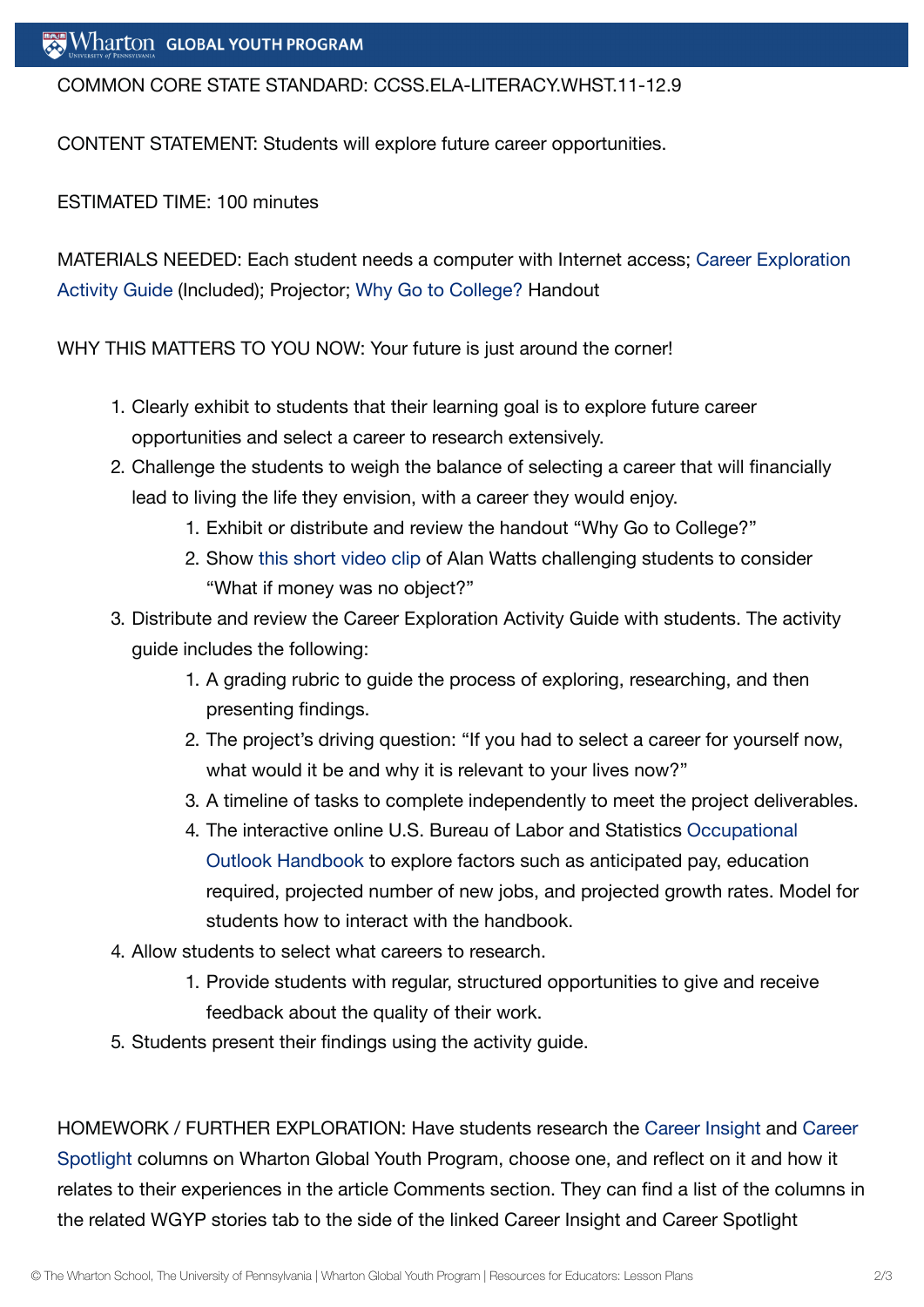COMMON CORE STATE STANDARD: CCSS.ELA-LITERACY.WHST.11-12.9

CONTENT STATEMENT: Students will explore future career opportunities.

ESTIMATED TIME: 100 minutes

MATERIALS NEEDED: Each student needs a computer with Internet access; Career Exploration Activity Guide (Included); Projector; Why Go to College? Handout

WHY THIS MATTERS TO YOU NOW: Your future is just around the corner!

1. Clearly exhibit to students that their learning goal is to explore future career opportunities and select a career to research extensively.
2. Challenge the students to weigh the balance of selecting a career that will financially lead to living the life they envision, with a career they would enjoy.
    1. Exhibit or distribute and review the handout "Why Go to College?"
    2. Show this short video clip of Alan Watts challenging students to consider "What if money was no object?"
3. Distribute and review the Career Exploration Activity Guide with students. The activity guide includes the following:
    1. A grading rubric to guide the process of exploring, researching, and then presenting findings.
    2. The project's driving question: "If you had to select a career for yourself now, what would it be and why it is relevant to your lives now?"
    3. A timeline of tasks to complete independently to meet the project deliverables.
    4. The interactive online U.S. Bureau of Labor and Statistics Occupational Outlook Handbook to explore factors such as anticipated pay, education required, projected number of new jobs, and projected growth rates. Model for students how to interact with the handbook.
4. Allow students to select what careers to research.
    1. Provide students with regular, structured opportunities to give and receive feedback about the quality of their work.
5. Students present their findings using the activity guide.

HOMEWORK / FURTHER EXPLORATION: Have students research the Career Insight and Career Spotlight columns on Wharton Global Youth Program, choose one, and reflect on it and how it relates to their experiences in the article Comments section. They can find a list of the columns in the related WGYP stories tab to the side of the linked Career Insight and Career Spotlight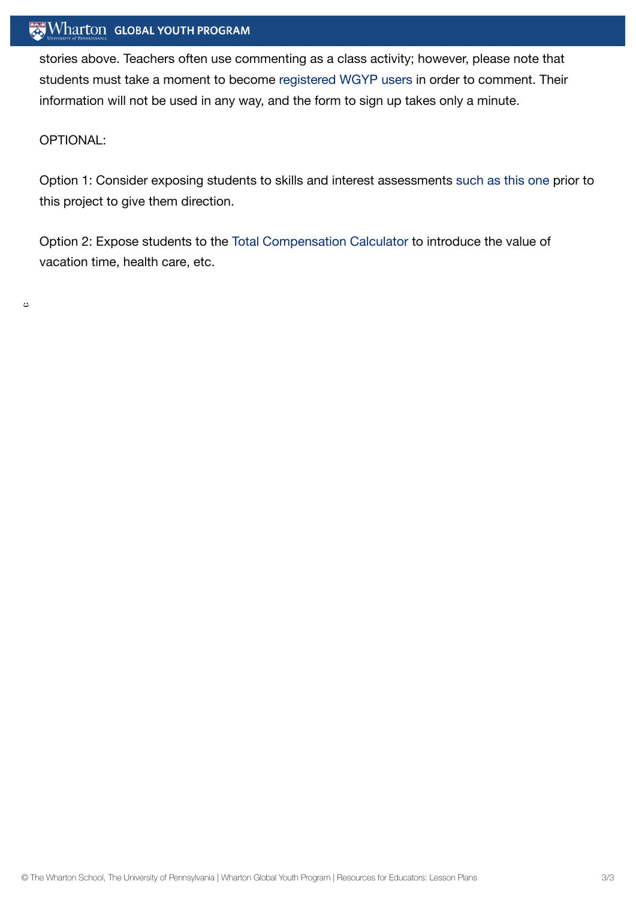stories above. Teachers often use commenting as a class activity; however, please note that students must take a moment to become registered WGYP users in order to comment. Their information will not be used in any way, and the form to sign up takes only a minute.

OPTIONAL:

Option 1: Consider exposing students to skills and interest assessments such as this one prior to this project to give them direction.

Option 2: Expose students to the Total Compensation Calculator to introduce the value of vacation time, health care, etc.